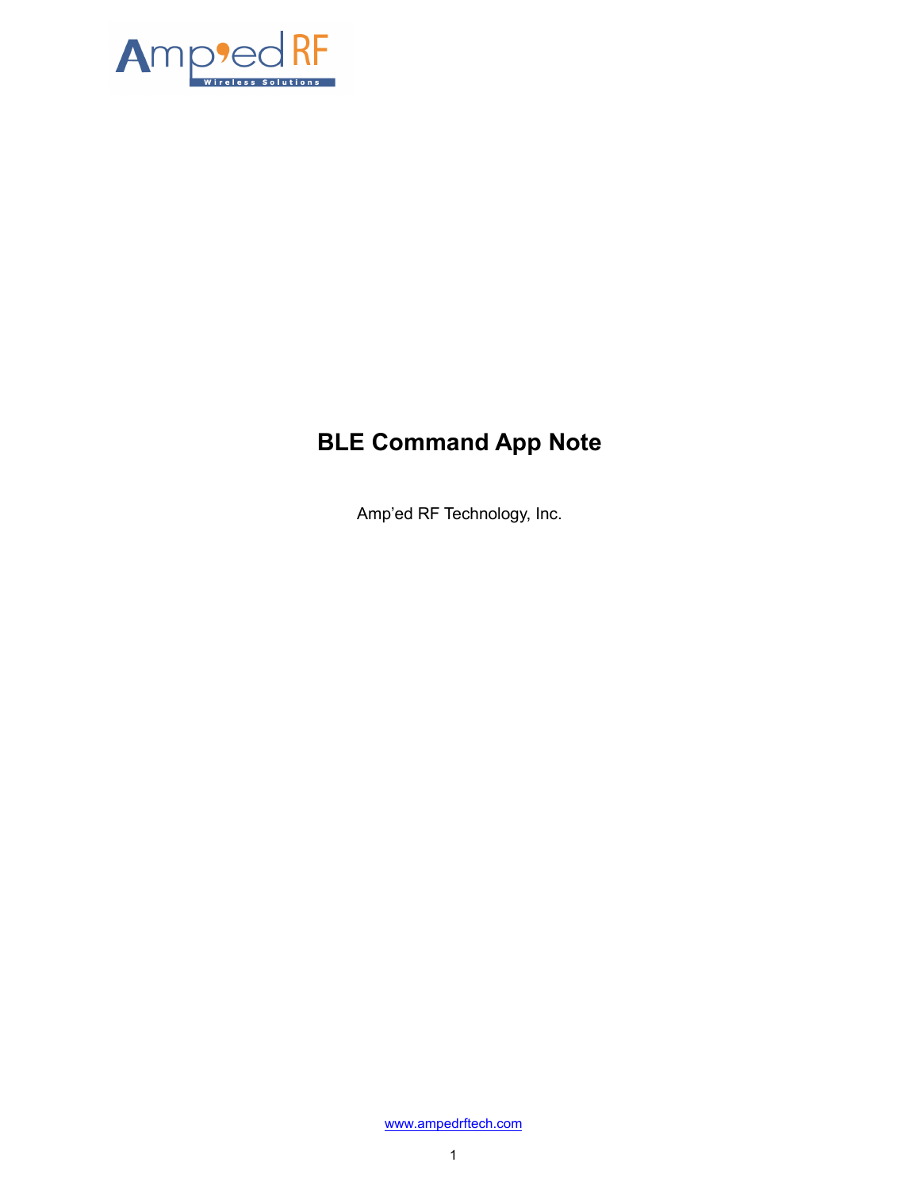# BLE Command App Note

Amp'ed RF Technology, Inc.

www.ampedrftech.com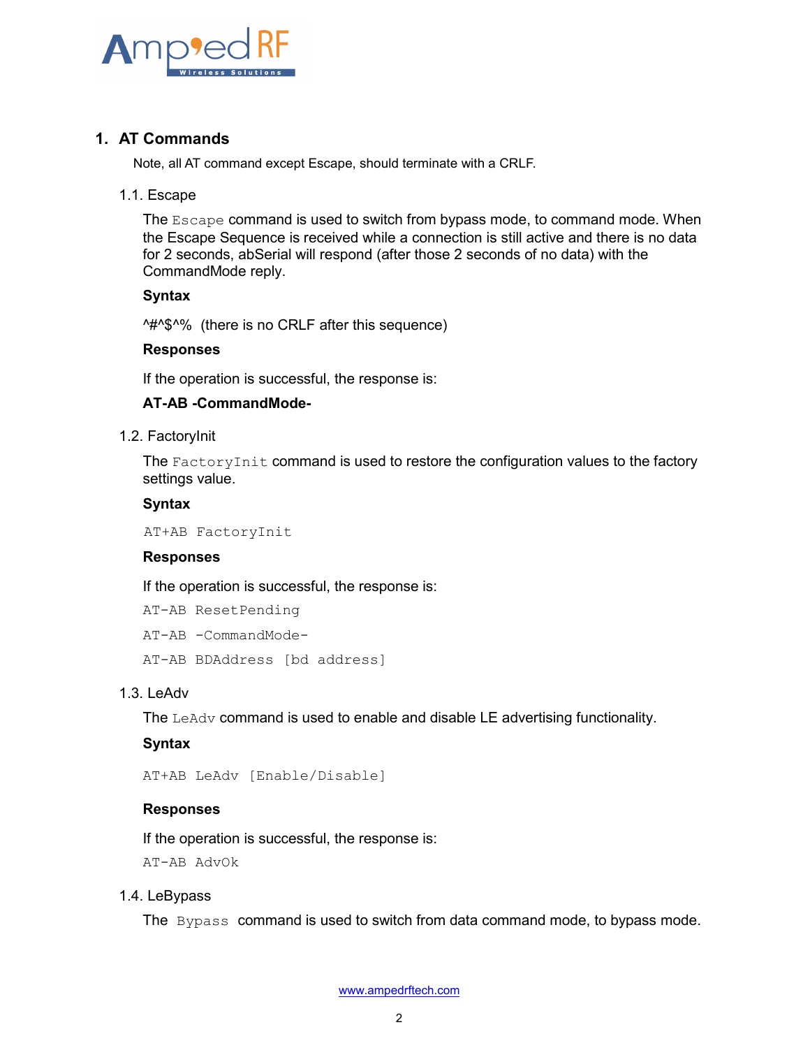# 1. AT Commands

Note, all AT command except Escape, should terminate with a CRLF.

## 1.1. Escape

The `Escape` command is used to switch from bypass mode, to command mode. When the Escape Sequence is received while a connection is still active and there is no data for 2 seconds, abSerial will respond (after those 2 seconds of no data) with the CommandMode reply.

**Syntax**

^#^$^% (there is no CRLF after this sequence)

**Responses**

If the operation is successful, the response is:

**AT-AB -CommandMode-**

## 1.2. FactoryInit

The `FactoryInit` command is used to restore the configuration values to the factory settings value.

**Syntax**

```
AT+AB FactoryInit
```

**Responses**

If the operation is successful, the response is:

```
AT-AB ResetPending
AT-AB -CommandMode-
AT-AB BDAddress [bd address]
```

## 1.3. LeAdv

The `LeAdv` command is used to enable and disable LE advertising functionality.

**Syntax**

```
AT+AB LeAdv [Enable/Disable]
```

**Responses**

If the operation is successful, the response is:

```
AT-AB AdvOk
```

## 1.4. LeBypass

The `Bypass` command is used to switch from data command mode, to bypass mode.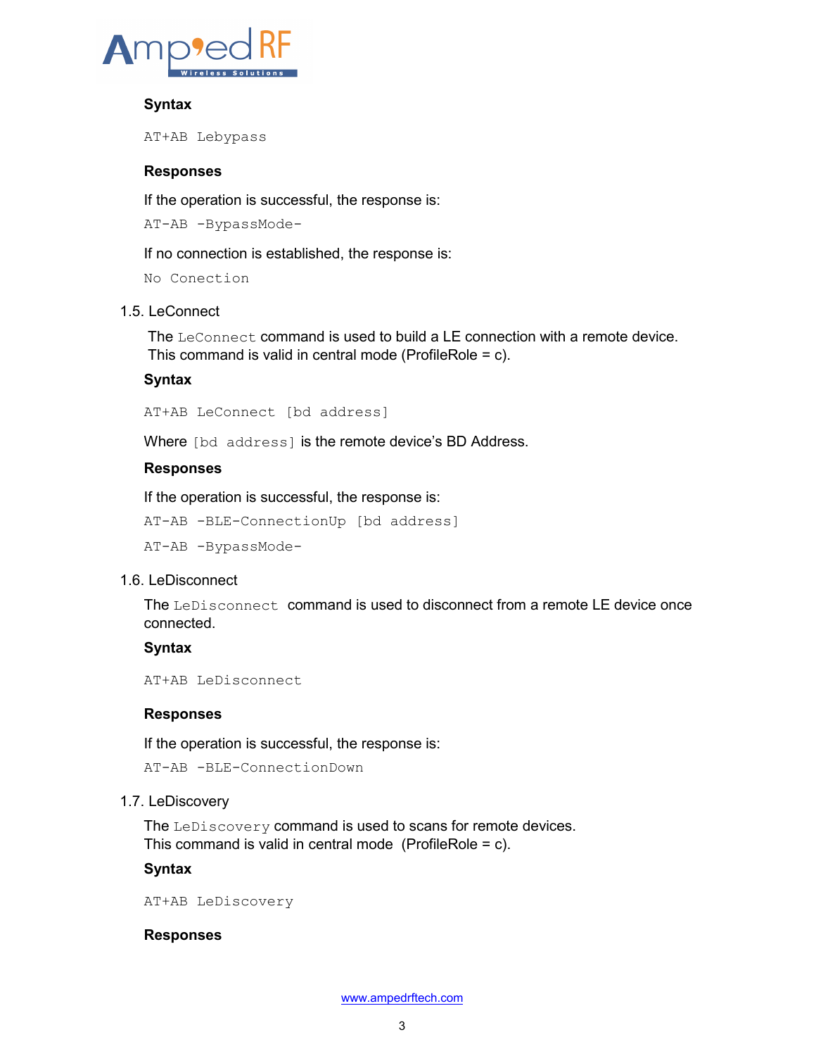**Syntax**

```
AT+AB Lebypass
```

**Responses**

If the operation is successful, the response is:

```
AT-AB -BypassMode-
```

If no connection is established, the response is:

```
No Conection
```

## 1.5. LeConnect

The `LeConnect` command is used to build a LE connection with a remote device. This command is valid in central mode (ProfileRole = c).

**Syntax**

```
AT+AB LeConnect [bd address]
```

Where `[bd address]` is the remote device's BD Address.

**Responses**

If the operation is successful, the response is:

```
AT-AB -BLE-ConnectionUp [bd address]
AT-AB -BypassMode-
```

## 1.6. LeDisconnect

The `LeDisconnect` command is used to disconnect from a remote LE device once connected.

**Syntax**

```
AT+AB LeDisconnect
```

**Responses**

If the operation is successful, the response is:

```
AT-AB -BLE-ConnectionDown
```

## 1.7. LeDiscovery

The `LeDiscovery` command is used to scans for remote devices.
This command is valid in central mode (ProfileRole = c).

**Syntax**

```
AT+AB LeDiscovery
```

**Responses**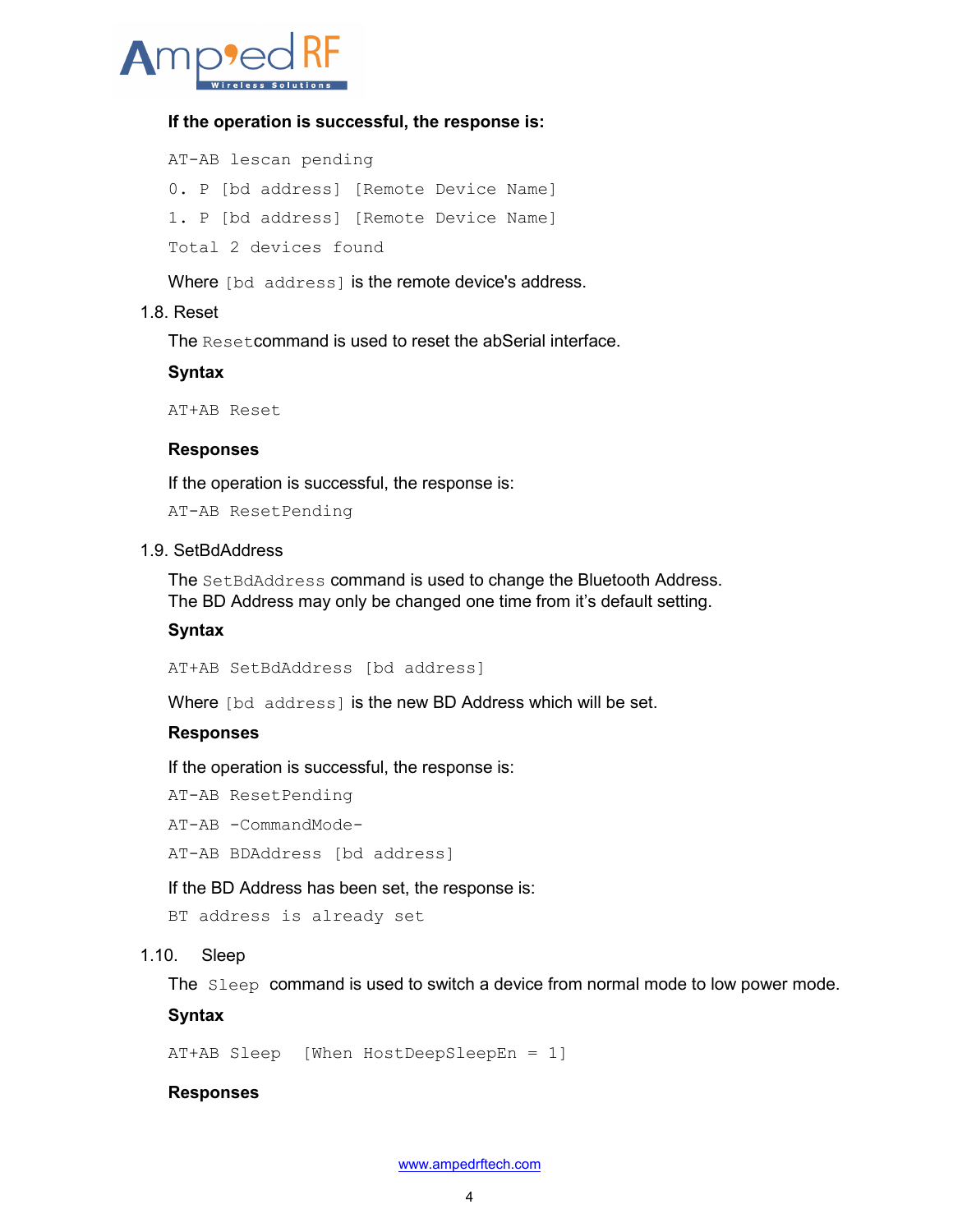**If the operation is successful, the response is:**

```
AT-AB lescan pending
0. P [bd address] [Remote Device Name]
1. P [bd address] [Remote Device Name]
Total 2 devices found
```

Where `[bd address]` is the remote device's address.

## 1.8. Reset

The `Reset`command is used to reset the abSerial interface.

**Syntax**

```
AT+AB Reset
```

**Responses**

If the operation is successful, the response is:

```
AT-AB ResetPending
```

## 1.9. SetBdAddress

The `SetBdAddress` command is used to change the Bluetooth Address. The BD Address may only be changed one time from it's default setting.

**Syntax**

```
AT+AB SetBdAddress [bd address]
```

Where `[bd address]` is the new BD Address which will be set.

**Responses**

If the operation is successful, the response is:

```
AT-AB ResetPending
AT-AB -CommandMode-
AT-AB BDAddress [bd address]
```

If the BD Address has been set, the response is:

```
BT address is already set
```

## 1.10. Sleep

The `Sleep` command is used to switch a device from normal mode to low power mode.

**Syntax**

```
AT+AB Sleep  [When HostDeepSleepEn = 1]
```

**Responses**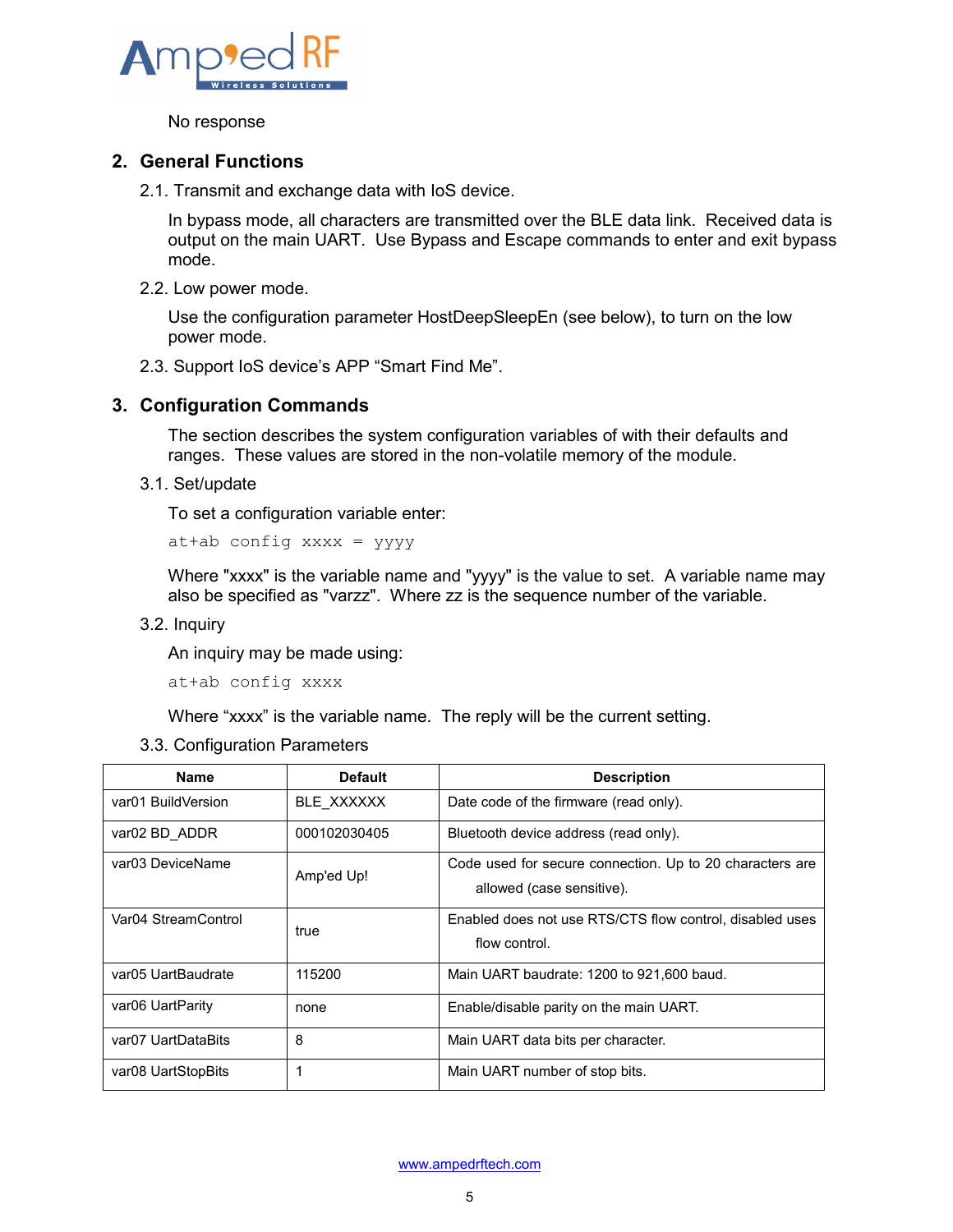No response

## 2. General Functions

### 2.1. Transmit and exchange data with IoS device.

In bypass mode, all characters are transmitted over the BLE data link. Received data is output on the main UART. Use Bypass and Escape commands to enter and exit bypass mode.

### 2.2. Low power mode.

Use the configuration parameter HostDeepSleepEn (see below), to turn on the low power mode.

### 2.3. Support IoS device's APP "Smart Find Me".

## 3. Configuration Commands

The section describes the system configuration variables of with their defaults and ranges. These values are stored in the non-volatile memory of the module.

### 3.1. Set/update

To set a configuration variable enter:

```
at+ab config xxxx = yyyy
```

Where "xxxx" is the variable name and "yyyy" is the value to set. A variable name may also be specified as "varzz". Where zz is the sequence number of the variable.

### 3.2. Inquiry

An inquiry may be made using:

```
at+ab config xxxx
```

Where "xxxx" is the variable name. The reply will be the current setting.

### 3.3. Configuration Parameters

| Name | Default | Description |
|---|---|---|
| var01 BuildVersion | BLE_XXXXXX | Date code of the firmware (read only). |
| var02 BD_ADDR | 000102030405 | Bluetooth device address (read only). |
| var03 DeviceName | Amp'ed Up! | Code used for secure connection. Up to 20 characters are allowed (case sensitive). |
| Var04 StreamControl | true | Enabled does not use RTS/CTS flow control, disabled uses flow control. |
| var05 UartBaudrate | 115200 | Main UART baudrate: 1200 to 921,600 baud. |
| var06 UartParity | none | Enable/disable parity on the main UART. |
| var07 UartDataBits | 8 | Main UART data bits per character. |
| var08 UartStopBits | 1 | Main UART number of stop bits. |

www.ampedrftech.com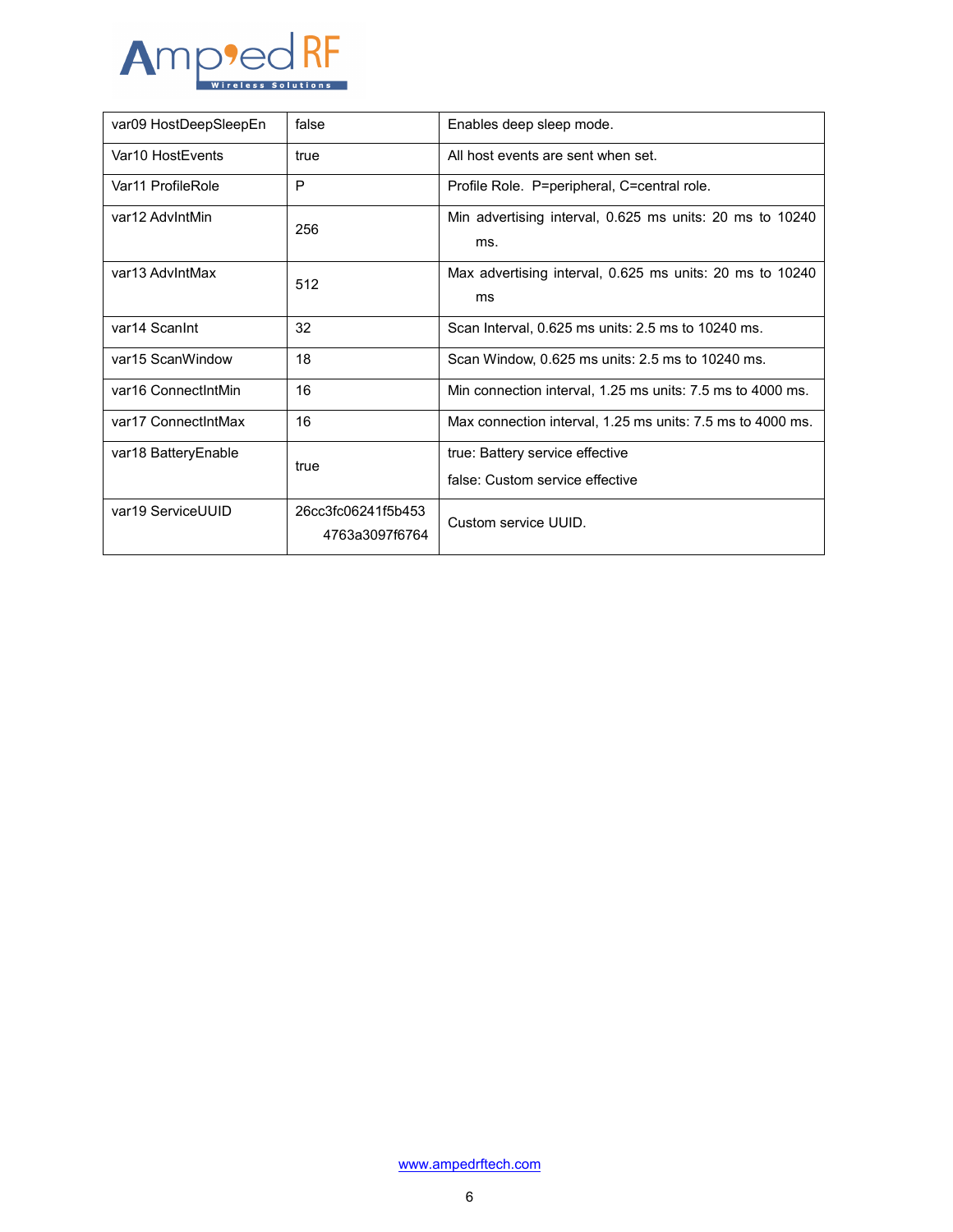| | | |
|---|---|---|
| var09 HostDeepSleepEn | false | Enables deep sleep mode. |
| Var10 HostEvents | true | All host events are sent when set. |
| Var11 ProfileRole | P | Profile Role.  P=peripheral, C=central role. |
| var12 AdvIntMin | 256 | Min advertising interval, 0.625 ms units: 20 ms to 10240 ms. |
| var13 AdvIntMax | 512 | Max advertising interval, 0.625 ms units: 20 ms to 10240 ms |
| var14 ScanInt | 32 | Scan Interval, 0.625 ms units: 2.5 ms to 10240 ms. |
| var15 ScanWindow | 18 | Scan Window, 0.625 ms units: 2.5 ms to 10240 ms. |
| var16 ConnectIntMin | 16 | Min connection interval, 1.25 ms units: 7.5 ms to 4000 ms. |
| var17 ConnectIntMax | 16 | Max connection interval, 1.25 ms units: 7.5 ms to 4000 ms. |
| var18 BatteryEnable | true | true: Battery service effective<br>false: Custom service effective |
| var19 ServiceUUID | 26cc3fc06241f5b453 4763a3097f6764 | Custom service UUID. |

www.ampedrftech.com